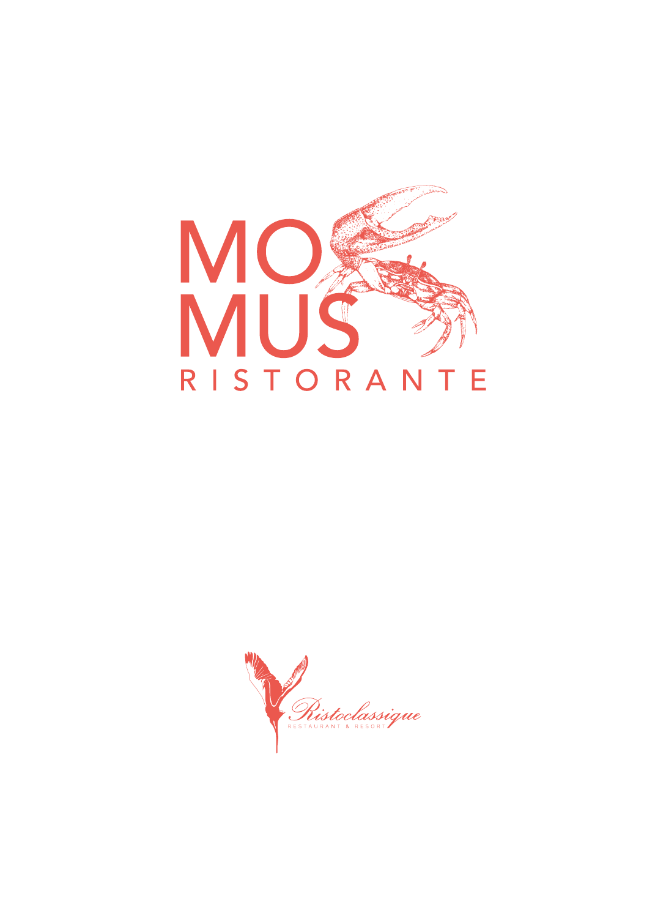# MOMUS

RISTORANTE

Ristoclassique

RESTAURANT & RESORT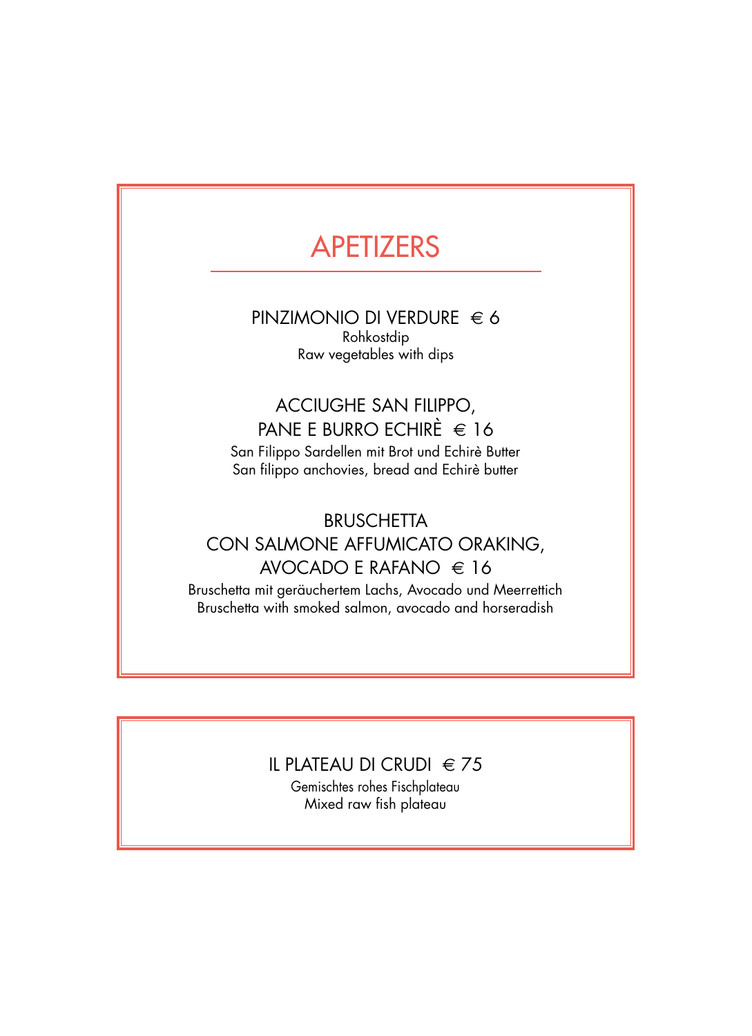# APETIZERS

**PINZIMONIO DI VERDURE € 6**

Rohkostdip

Raw vegetables with dips

**ACCIUGHE SAN FILIPPO,**
**PANE E BURRO ECHIRÈ € 16**

San Filippo Sardellen mit Brot und Echirè Butter

San filippo anchovies, bread and Echirè butter

**BRUSCHETTA**
**CON SALMONE AFFUMICATO ORAKING,**
**AVOCADO E RAFANO € 16**

Bruschetta mit geräuchertem Lachs, Avocado und Meerrettich

Bruschetta with smoked salmon, avocado and horseradish

---

**IL PLATEAU DI CRUDI € 75**

Gemischtes rohes Fischplateau

Mixed raw fish plateau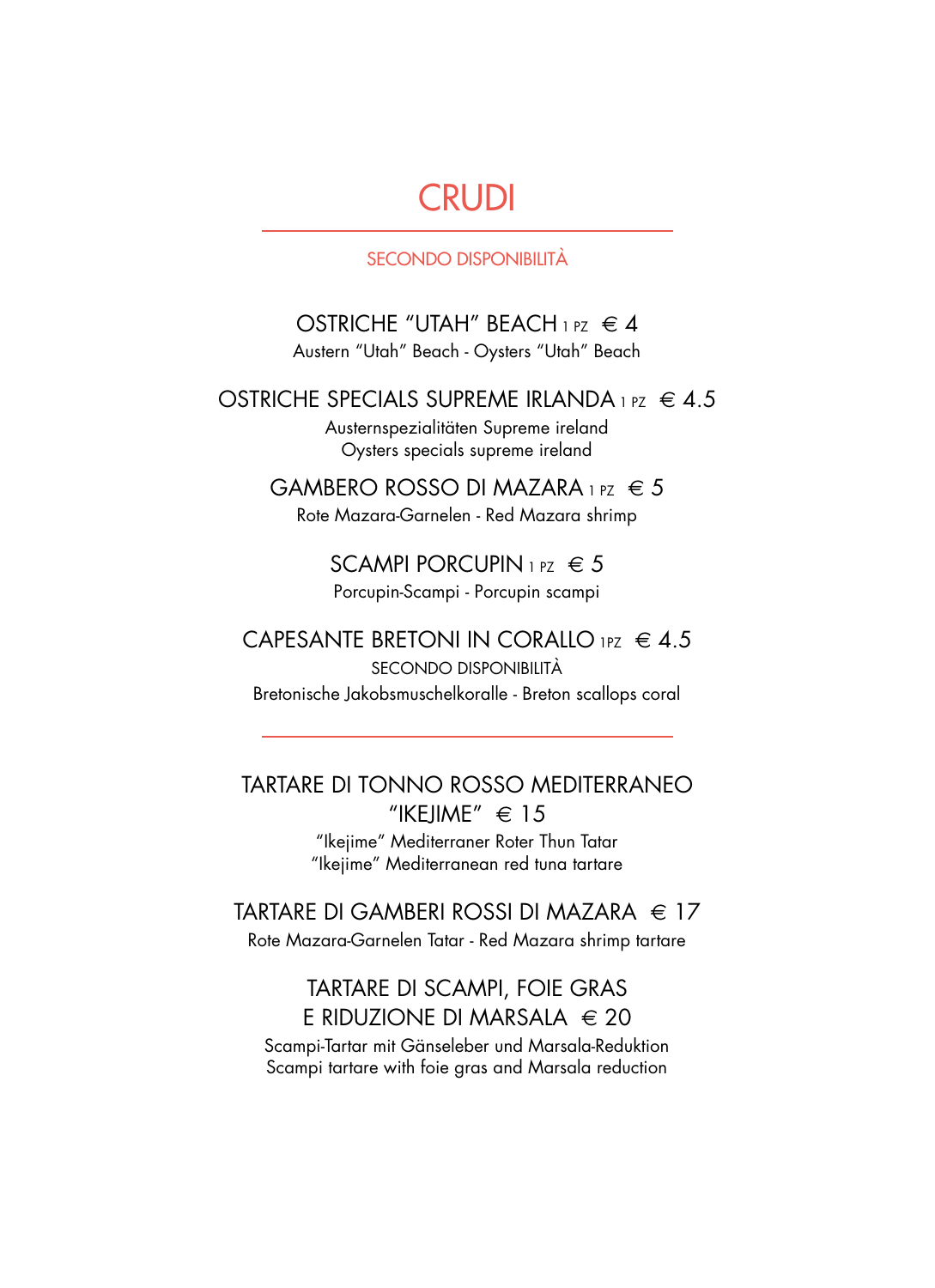# CRUDI

SECONDO DISPONIBILITÀ

OSTRICHE “UTAH” BEACH 1 PZ € 4
Austern “Utah” Beach - Oysters “Utah” Beach

OSTRICHE SPECIALS SUPREME IRLANDA 1 PZ € 4.5
Austernspezialitäten Supreme ireland
Oysters specials supreme ireland

GAMBERO ROSSO DI MAZARA 1 PZ € 5
Rote Mazara-Garnelen - Red Mazara shrimp

SCAMPI PORCUPIN 1 PZ € 5
Porcupin-Scampi - Porcupin scampi

CAPESANTE BRETONI IN CORALLO 1PZ € 4.5
SECONDO DISPONIBILITÀ
Bretonische Jakobsmuschelkoralle - Breton scallops coral

---

TARTARE DI TONNO ROSSO MEDITERRANEO “IKEJIME” € 15
“Ikejime” Mediterraner Roter Thun Tatar
“Ikejime” Mediterranean red tuna tartare

TARTARE DI GAMBERI ROSSI DI MAZARA € 17
Rote Mazara-Garnelen Tatar - Red Mazara shrimp tartare

TARTARE DI SCAMPI, FOIE GRAS E RIDUZIONE DI MARSALA € 20
Scampi-Tartar mit Gänseleber und Marsala-Reduktion
Scampi tartare with foie gras and Marsala reduction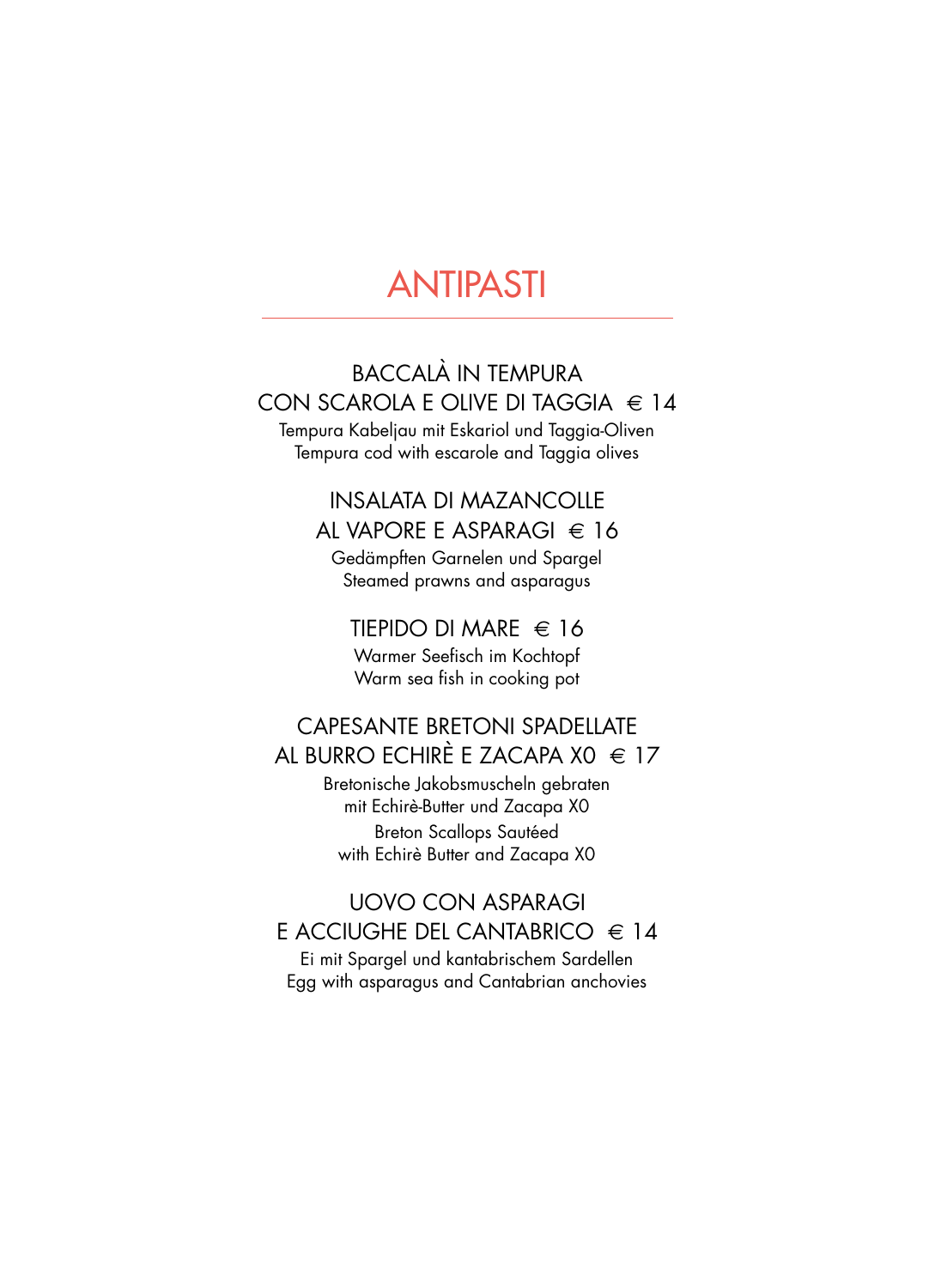# ANTIPASTI

BACCALÀ IN TEMPURA
CON SCAROLA E OLIVE DI TAGGIA € 14

Tempura Kabeljau mit Eskariol und Taggia-Oliven
Tempura cod with escarole and Taggia olives

INSALATA DI MAZANCOLLE
AL VAPORE E ASPARAGI € 16

Gedämpften Garnelen und Spargel
Steamed prawns and asparagus

TIEPIDO DI MARE € 16

Warmer Seefisch im Kochtopf
Warm sea fish in cooking pot

CAPESANTE BRETONI SPADELLATE
AL BURRO ECHIRÈ E ZACAPA X0 € 17

Bretonische Jakobsmuscheln gebraten
mit Echirè-Butter und Zacapa X0

Breton Scallops Sautéed
with Echirè Butter and Zacapa X0

UOVO CON ASPARAGI
E ACCIUGHE DEL CANTABRICO € 14

Ei mit Spargel und kantabrischem Sardellen
Egg with asparagus and Cantabrian anchovies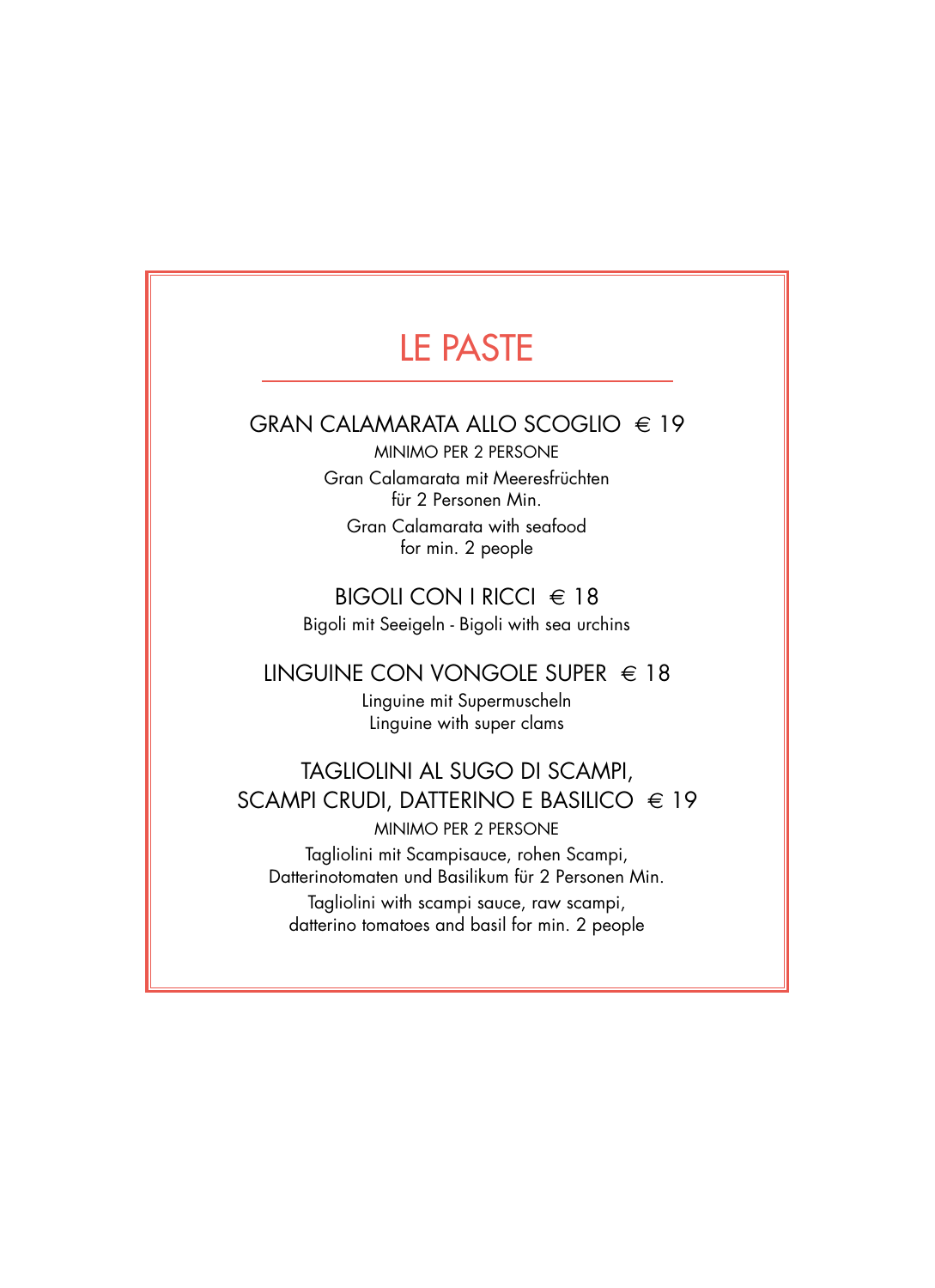# LE PASTE

## GRAN CALAMARATA ALLO SCOGLIO € 19

MINIMO PER 2 PERSONE

Gran Calamarata mit Meeresfrüchten
für 2 Personen Min.

Gran Calamarata with seafood
for min. 2 people

## BIGOLI CON I RICCI € 18

Bigoli mit Seeigeln - Bigoli with sea urchins

## LINGUINE CON VONGOLE SUPER € 18

Linguine mit Supermuscheln
Linguine with super clams

## TAGLIOLINI AL SUGO DI SCAMPI, SCAMPI CRUDI, DATTERINO E BASILICO € 19

MINIMO PER 2 PERSONE

Tagliolini mit Scampisauce, rohen Scampi,
Datterinotomaten und Basilikum für 2 Personen Min.

Tagliolini with scampi sauce, raw scampi,
datterino tomatoes and basil for min. 2 people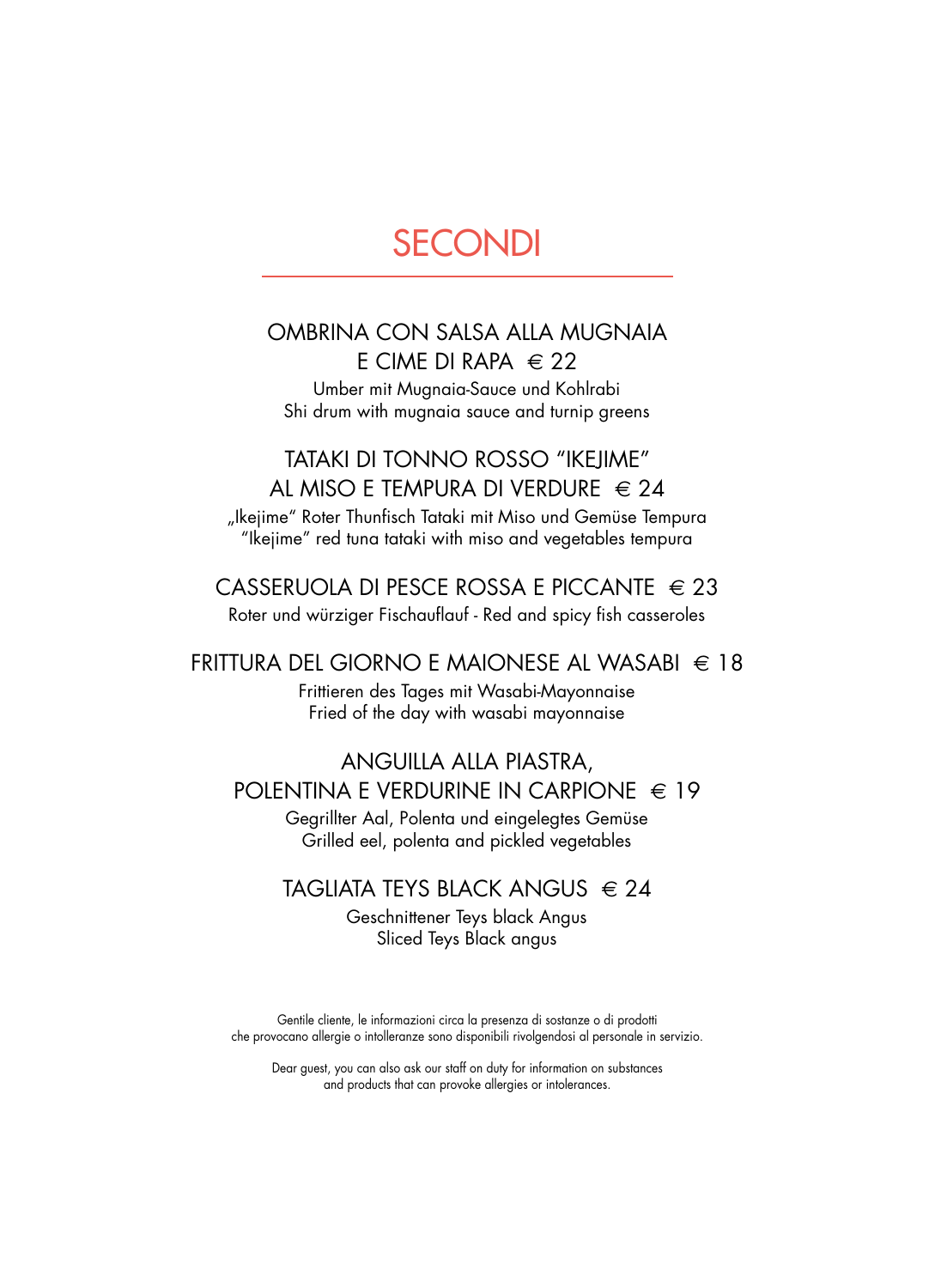# SECONDI

## OMBRINA CON SALSA ALLA MUGNAIA E CIME DI RAPA € 22

Umber mit Mugnaia-Sauce und Kohlrabi
Shi drum with mugnaia sauce and turnip greens

## TATAKI DI TONNO ROSSO "IKEJIME" AL MISO E TEMPURA DI VERDURE € 24

„Ikejime" Roter Thunfisch Tataki mit Miso und Gemüse Tempura
"Ikejime" red tuna tataki with miso and vegetables tempura

## CASSERUOLA DI PESCE ROSSA E PICCANTE € 23

Roter und würziger Fischauflauf - Red and spicy fish casseroles

## FRITTURA DEL GIORNO E MAIONESE AL WASABI € 18

Frittieren des Tages mit Wasabi-Mayonnaise
Fried of the day with wasabi mayonnaise

## ANGUILLA ALLA PIASTRA, POLENTINA E VERDURINE IN CARPIONE € 19

Gegrillter Aal, Polenta und eingelegtes Gemüse
Grilled eel, polenta and pickled vegetables

## TAGLIATA TEYS BLACK ANGUS € 24

Geschnittener Teys black Angus
Sliced Teys Black angus

Gentile cliente, le informazioni circa la presenza di sostanze o di prodotti che provocano allergie o intolleranze sono disponibili rivolgendosi al personale in servizio.

Dear guest, you can also ask our staff on duty for information on substances and products that can provoke allergies or intolerances.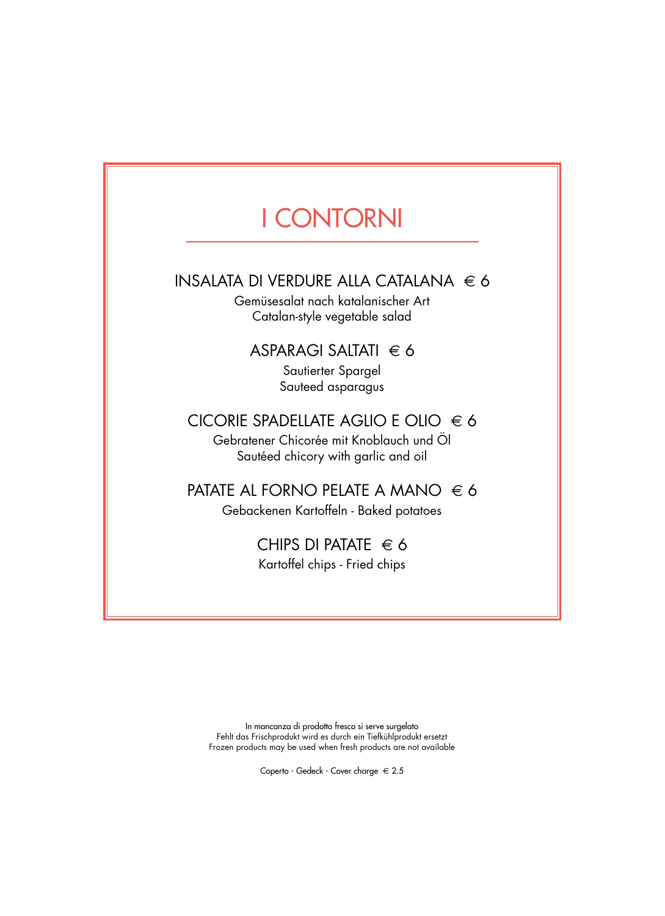# I CONTORNI

## INSALATA DI VERDURE ALLA CATALANA € 6

Gemüsesalat nach katalanischer Art
Catalan-style vegetable salad

## ASPARAGI SALTATI € 6

Sautierter Spargel
Sauteed asparagus

## CICORIE SPADELLATE AGLIO E OLIO € 6

Gebratener Chicorée mit Knoblauch und Öl
Sautéed chicory with garlic and oil

## PATATE AL FORNO PELATE A MANO € 6

Gebackenen Kartoffeln - Baked potatoes

## CHIPS DI PATATE € 6

Kartoffel chips - Fried chips

In mancanza di prodotto fresco si serve surgelato
Fehlt das Frischprodukt wird es durch ein Tiefkühlprodukt ersetzt
Frozen products may be used when fresh products are not available

Coperto - Gedeck - Cover charge € 2.5